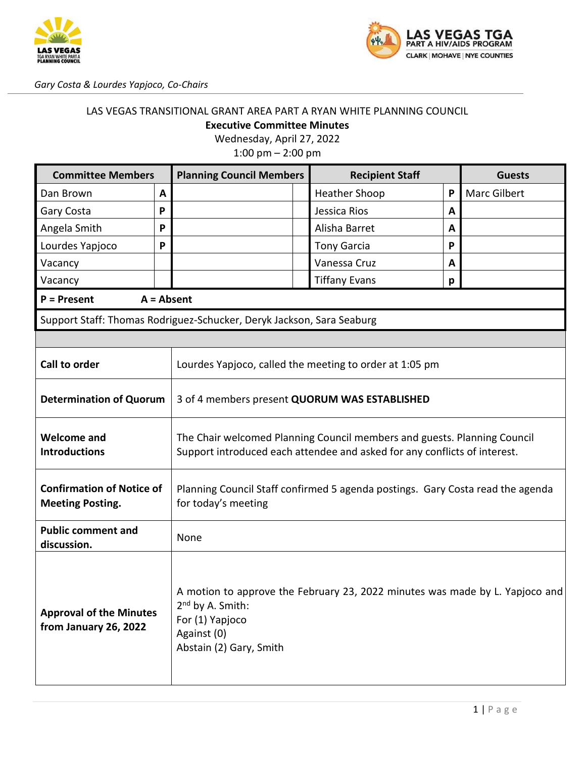*Gary Costa & Lourdes Yapjoco, Co-Chairs*

LAS VEGAS TRANSITIONAL GRANT AREA PART A RYAN WHITE PLANNING COUNCIL

**Executive Committee Minutes**

Wednesday, April 27, 2022

1:00 pm – 2:00 pm

| Committee Members | | Planning Council Members | | Recipient Staff | | Guests |
|---|---|---|---|---|---|---|
| Dan Brown | A | | | Heather Shoop | P | Marc Gilbert |
| Gary Costa | P | | | Jessica Rios | A | |
| Angela Smith | P | | | Alisha Barret | A | |
| Lourdes Yapjoco | P | | | Tony Garcia | P | |
| Vacancy | | | | Vanessa Cruz | A | |
| Vacancy | | | | Tiffany Evans | p | |

**P = Present** **A = Absent**

Support Staff: Thomas Rodriguez-Schucker, Deryk Jackson, Sara Seaburg

| | |
|---|---|
| **Call to order** | Lourdes Yapjoco, called the meeting to order at 1:05 pm |
| **Determination of Quorum** | 3 of 4 members present **QUORUM WAS ESTABLISHED** |
| **Welcome and Introductions** | The Chair welcomed Planning Council members and guests. Planning Council Support introduced each attendee and asked for any conflicts of interest. |
| **Confirmation of Notice of Meeting Posting.** | Planning Council Staff confirmed 5 agenda postings. Gary Costa read the agenda for today's meeting |
| **Public comment and discussion.** | None |
| **Approval of the Minutes from January 26, 2022** | A motion to approve the February 23, 2022 minutes was made by L. Yapjoco and 2nd by A. Smith:<br>For (1) Yapjoco<br>Against (0)<br>Abstain (2) Gary, Smith |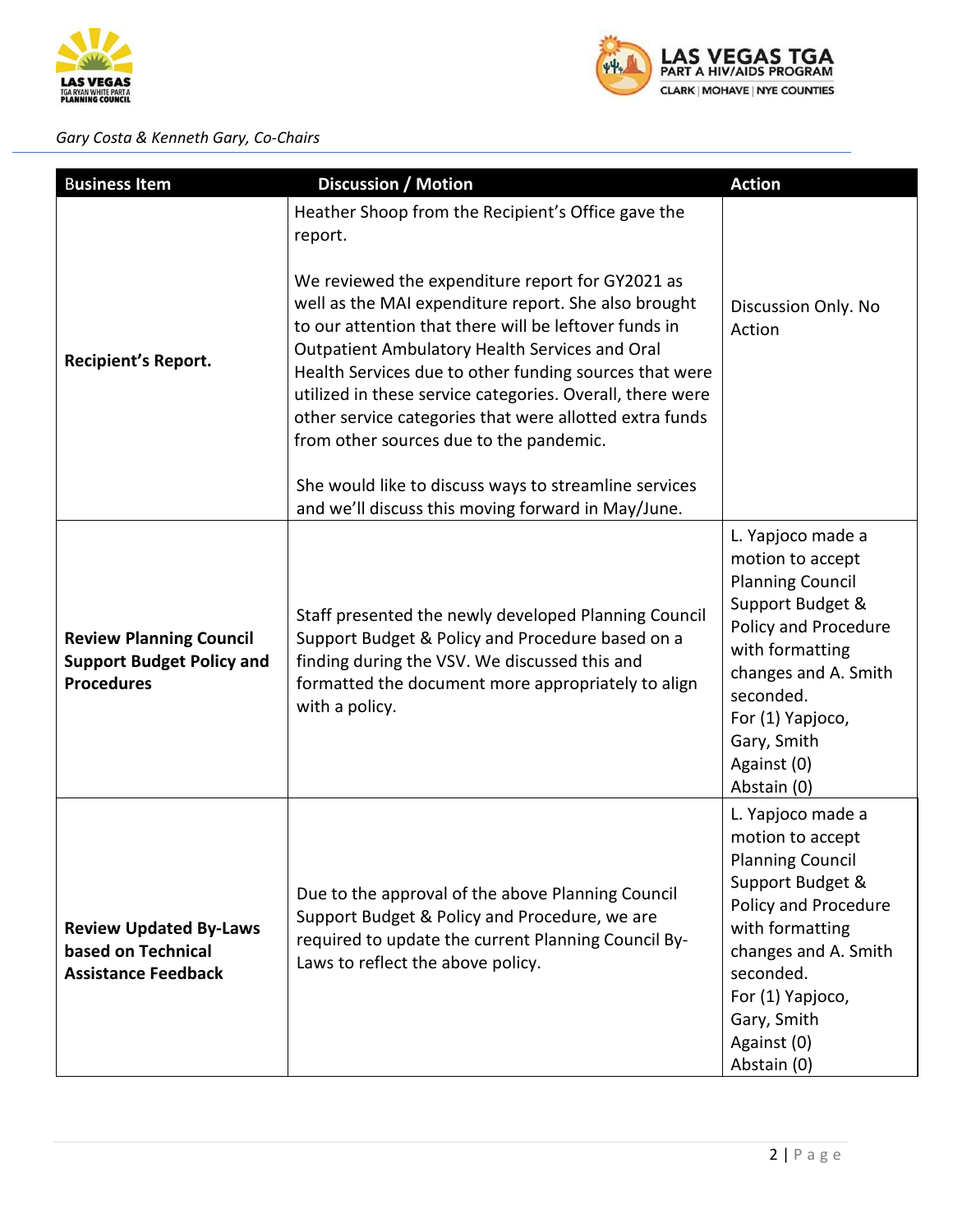*Gary Costa & Kenneth Gary, Co-Chairs*

| Business Item | Discussion / Motion | Action |
|---|---|---|
| **Recipient's Report.** | Heather Shoop from the Recipient's Office gave the report.<br><br>We reviewed the expenditure report for GY2021 as well as the MAI expenditure report. She also brought to our attention that there will be leftover funds in Outpatient Ambulatory Health Services and Oral Health Services due to other funding sources that were utilized in these service categories. Overall, there were other service categories that were allotted extra funds from other sources due to the pandemic.<br><br>She would like to discuss ways to streamline services and we'll discuss this moving forward in May/June. | Discussion Only. No Action |
| **Review Planning Council Support Budget Policy and Procedures** | Staff presented the newly developed Planning Council Support Budget & Policy and Procedure based on a finding during the VSV. We discussed this and formatted the document more appropriately to align with a policy. | L. Yapjoco made a motion to accept Planning Council Support Budget & Policy and Procedure with formatting changes and A. Smith seconded.<br>For (1) Yapjoco, Gary, Smith<br>Against (0)<br>Abstain (0) |
| **Review Updated By-Laws based on Technical Assistance Feedback** | Due to the approval of the above Planning Council Support Budget & Policy and Procedure, we are required to update the current Planning Council By-Laws to reflect the above policy. | L. Yapjoco made a motion to accept Planning Council Support Budget & Policy and Procedure with formatting changes and A. Smith seconded.<br>For (1) Yapjoco, Gary, Smith<br>Against (0)<br>Abstain (0) |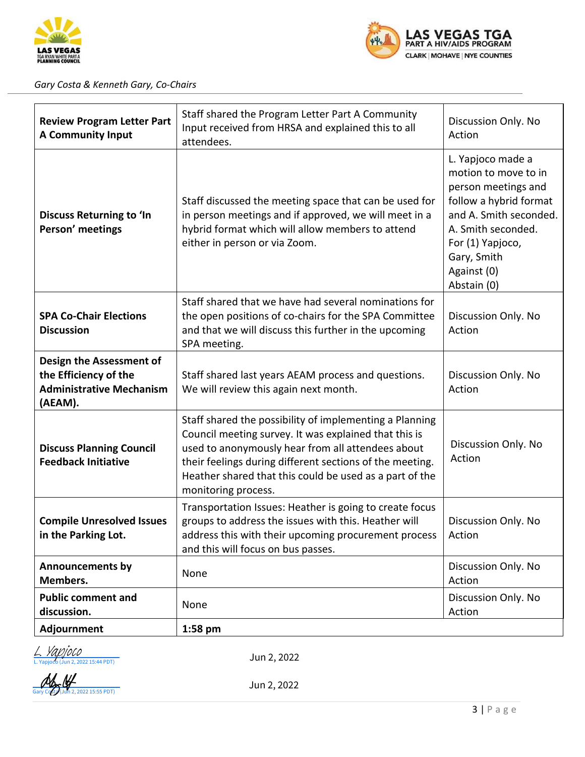*Gary Costa & Kenneth Gary, Co-Chairs*

| | | |
|---|---|---|
| **Review Program Letter Part A Community Input** | Staff shared the Program Letter Part A Community Input received from HRSA and explained this to all attendees. | Discussion Only. No Action |
| **Discuss Returning to 'In Person' meetings** | Staff discussed the meeting space that can be used for in person meetings and if approved, we will meet in a hybrid format which will allow members to attend either in person or via Zoom. | L. Yapjoco made a motion to move to in person meetings and follow a hybrid format and A. Smith seconded. A. Smith seconded. For (1) Yapjoco, Gary, Smith Against (0) Abstain (0) |
| **SPA Co-Chair Elections Discussion** | Staff shared that we have had several nominations for the open positions of co-chairs for the SPA Committee and that we will discuss this further in the upcoming SPA meeting. | Discussion Only. No Action |
| **Design the Assessment of the Efficiency of the Administrative Mechanism (AEAM).** | Staff shared last years AEAM process and questions. We will review this again next month. | Discussion Only. No Action |
| **Discuss Planning Council Feedback Initiative** | Staff shared the possibility of implementing a Planning Council meeting survey. It was explained that this is used to anonymously hear from all attendees about their feelings during different sections of the meeting. Heather shared that this could be used as a part of the monitoring process. | Discussion Only. No Action |
| **Compile Unresolved Issues in the Parking Lot.** | Transportation Issues: Heather is going to create focus groups to address the issues with this. Heather will address this with their upcoming procurement process and this will focus on bus passes. | Discussion Only. No Action |
| **Announcements by Members.** | None | Discussion Only. No Action |
| **Public comment and discussion.** | None | Discussion Only. No Action |
| **Adjournment** | **1:58 pm** | |

L. Yapjoco
L. Yapjoco (Jun 2, 2022 15:44 PDT) — Jun 2, 2022

Gary Costa (Jun 2, 2022 15:55 PDT) — Jun 2, 2022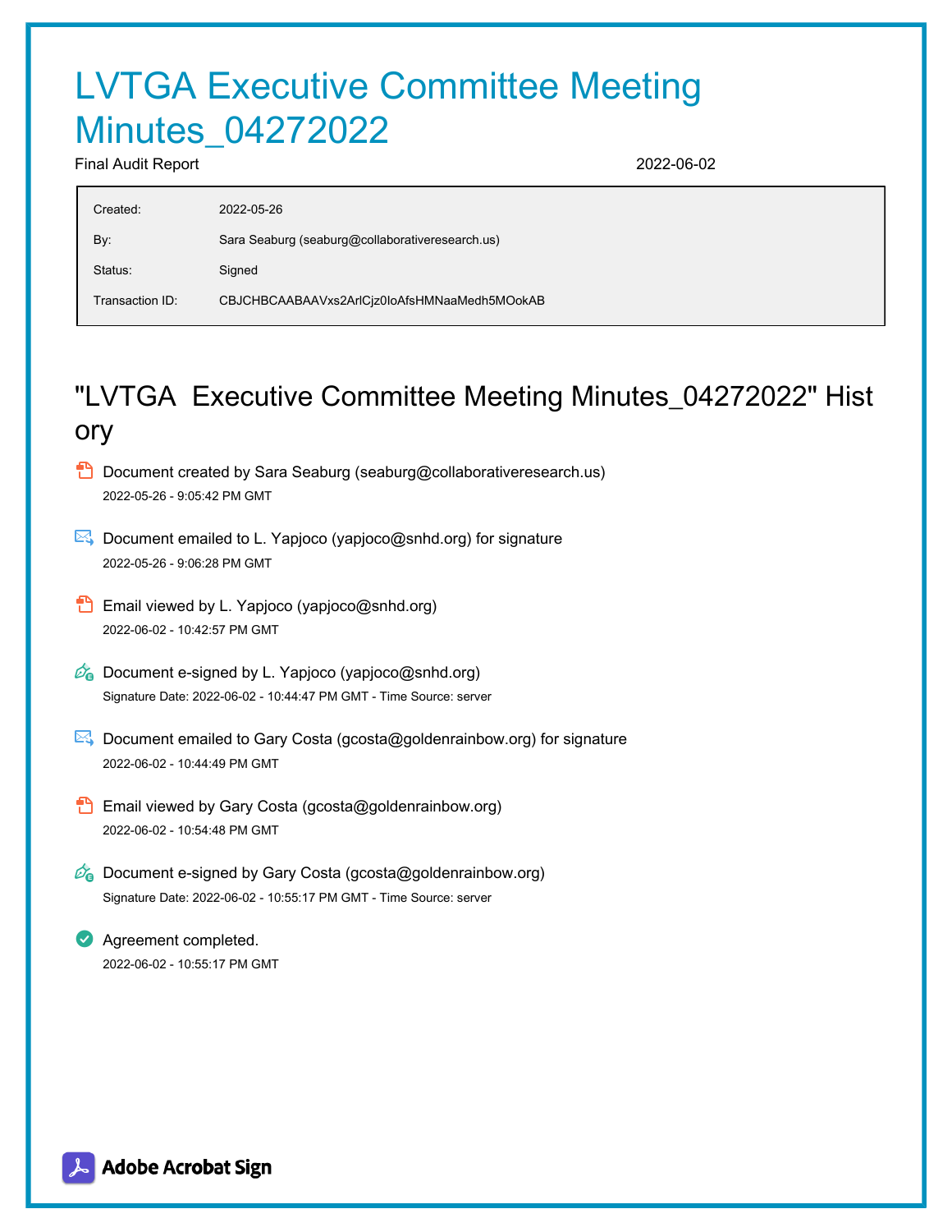# LVTGA Executive Committee Meeting Minutes_04272022

Final Audit Report 2022-06-02

| | |
|---|---|
| Created: | 2022-05-26 |
| By: | Sara Seaburg (seaburg@collaborativeresearch.us) |
| Status: | Signed |
| Transaction ID: | CBJCHBCAABAAVxs2ArlCjz0IoAfsHMNaaMedh5MOokAB |

## "LVTGA Executive Committee Meeting Minutes_04272022" History

- Document created by Sara Seaburg (seaburg@collaborativeresearch.us)
  2022-05-26 - 9:05:42 PM GMT

- Document emailed to L. Yapjoco (yapjoco@snhd.org) for signature
  2022-05-26 - 9:06:28 PM GMT

- Email viewed by L. Yapjoco (yapjoco@snhd.org)
  2022-06-02 - 10:42:57 PM GMT

- Document e-signed by L. Yapjoco (yapjoco@snhd.org)
  Signature Date: 2022-06-02 - 10:44:47 PM GMT - Time Source: server

- Document emailed to Gary Costa (gcosta@goldenrainbow.org) for signature
  2022-06-02 - 10:44:49 PM GMT

- Email viewed by Gary Costa (gcosta@goldenrainbow.org)
  2022-06-02 - 10:54:48 PM GMT

- Document e-signed by Gary Costa (gcosta@goldenrainbow.org)
  Signature Date: 2022-06-02 - 10:55:17 PM GMT - Time Source: server

- Agreement completed.
  2022-06-02 - 10:55:17 PM GMT

Adobe Acrobat Sign